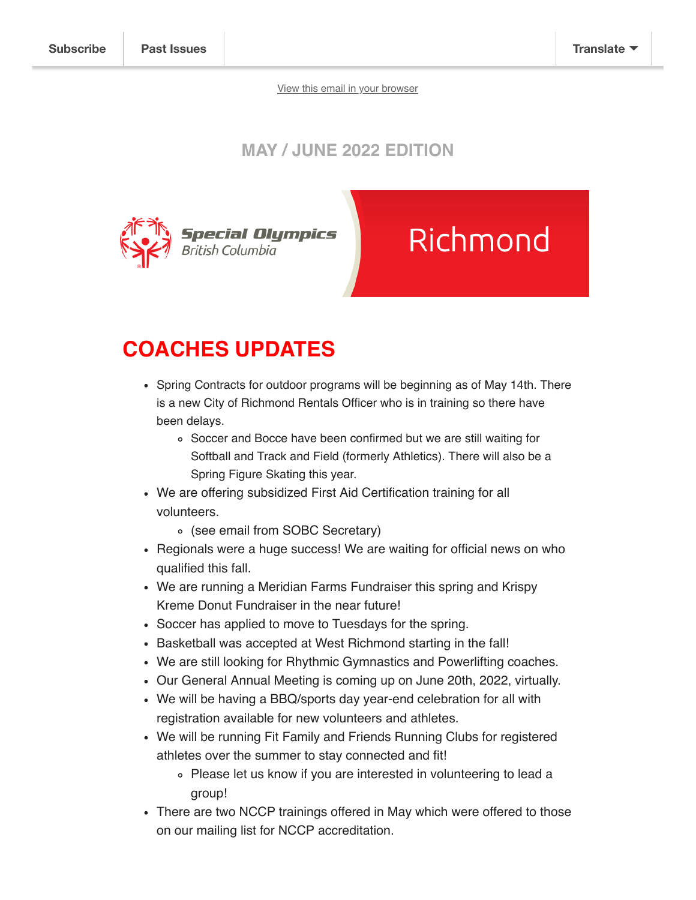Subscribe | Past Issues | Translate

View this email in your browser

## MAY / JUNE 2022 EDITION

Special Olympics British Columbia

Richmond

# COACHES UPDATES

- Spring Contracts for outdoor programs will be beginning as of May 14th. There is a new City of Richmond Rentals Officer who is in training so there have been delays.
  - Soccer and Bocce have been confirmed but we are still waiting for Softball and Track and Field (formerly Athletics). There will also be a Spring Figure Skating this year.
- We are offering subsidized First Aid Certification training for all volunteers.
  - (see email from SOBC Secretary)
- Regionals were a huge success! We are waiting for official news on who qualified this fall.
- We are running a Meridian Farms Fundraiser this spring and Krispy Kreme Donut Fundraiser in the near future!
- Soccer has applied to move to Tuesdays for the spring.
- Basketball was accepted at West Richmond starting in the fall!
- We are still looking for Rhythmic Gymnastics and Powerlifting coaches.
- Our General Annual Meeting is coming up on June 20th, 2022, virtually.
- We will be having a BBQ/sports day year-end celebration for all with registration available for new volunteers and athletes.
- We will be running Fit Family and Friends Running Clubs for registered athletes over the summer to stay connected and fit!
  - Please let us know if you are interested in volunteering to lead a group!
- There are two NCCP trainings offered in May which were offered to those on our mailing list for NCCP accreditation.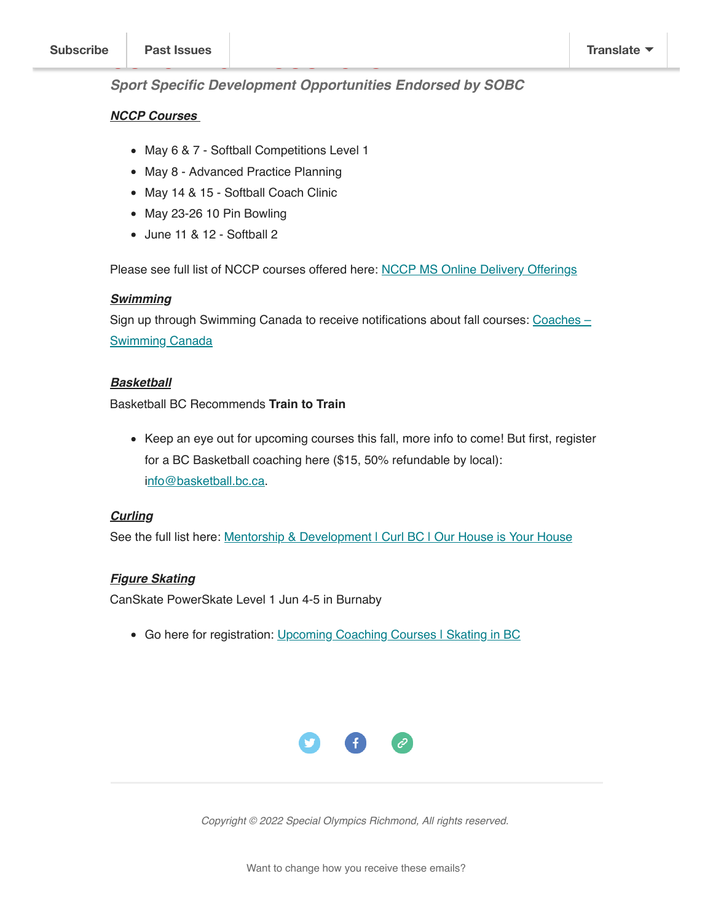*Sport Specific Development Opportunities Endorsed by SOBC*

***NCCP Courses***

- May 6 & 7 - Softball Competitions Level 1
- May 8 - Advanced Practice Planning
- May 14 & 15 - Softball Coach Clinic
- May 23-26 10 Pin Bowling
- June 11 & 12 - Softball 2

Please see full list of NCCP courses offered here: NCCP MS Online Delivery Offerings

***Swimming***

Sign up through Swimming Canada to receive notifications about fall courses: Coaches – Swimming Canada

***Basketball***

Basketball BC Recommends **Train to Train**

- Keep an eye out for upcoming courses this fall, more info to come! But first, register for a BC Basketball coaching here ($15, 50% refundable by local): info@basketball.bc.ca.

***Curling***

See the full list here: Mentorship & Development l Curl BC l Our House is Your House

***Figure Skating***

CanSkate PowerSkate Level 1 Jun 4-5 in Burnaby

- Go here for registration: Upcoming Coaching Courses l Skating in BC

*Copyright © 2022 Special Olympics Richmond, All rights reserved.*

Want to change how you receive these emails?